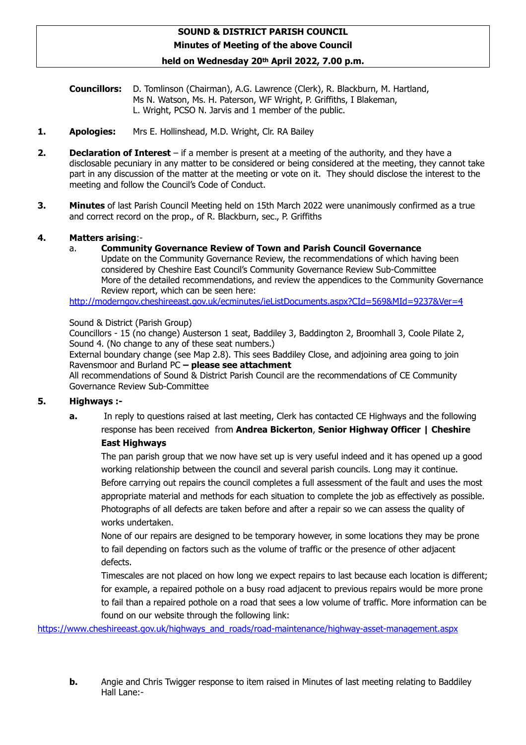**SOUND & DISTRICT PARISH COUNCIL**
**Minutes of Meeting of the above Council**
**held on Wednesday 20th April 2022, 7.00 p.m.**

**Councillors:** D. Tomlinson (Chairman), A.G. Lawrence (Clerk), R. Blackburn, M. Hartland, Ms N. Watson, Ms. H. Paterson, WF Wright, P. Griffiths, I Blakeman, L. Wright, PCSO N. Jarvis and 1 member of the public.

**1. Apologies:** Mrs E. Hollinshead, M.D. Wright, Clr. RA Bailey

**2. Declaration of Interest** – if a member is present at a meeting of the authority, and they have a disclosable pecuniary in any matter to be considered or being considered at the meeting, they cannot take part in any discussion of the matter at the meeting or vote on it. They should disclose the interest to the meeting and follow the Council's Code of Conduct.

**3. Minutes** of last Parish Council Meeting held on 15th March 2022 were unanimously confirmed as a true and correct record on the prop., of R. Blackburn, sec., P. Griffiths

**4. Matters arising**:-

a. **Community Governance Review of Town and Parish Council Governance**
Update on the Community Governance Review, the recommendations of which having been considered by Cheshire East Council's Community Governance Review Sub-Committee
More of the detailed recommendations, and review the appendices to the Community Governance Review report, which can be seen here:
http://moderngov.cheshireeast.gov.uk/ecminutes/ieListDocuments.aspx?CId=569&MId=9237&Ver=4

Sound & District (Parish Group)
Councillors - 15 (no change) Austerson 1 seat, Baddiley 3, Baddington 2, Broomhall 3, Coole Pilate 2, Sound 4. (No change to any of these seat numbers.)
External boundary change (see Map 2.8). This sees Baddiley Close, and adjoining area going to join Ravensmoor and Burland PC **– please see attachment**
All recommendations of Sound & District Parish Council are the recommendations of CE Community Governance Review Sub-Committee

**5. Highways :-**

**a.** In reply to questions raised at last meeting, Clerk has contacted CE Highways and the following response has been received from **Andrea Bickerton**, **Senior Highway Officer | Cheshire East Highways**
The pan parish group that we now have set up is very useful indeed and it has opened up a good working relationship between the council and several parish councils. Long may it continue.
Before carrying out repairs the council completes a full assessment of the fault and uses the most appropriate material and methods for each situation to complete the job as effectively as possible. Photographs of all defects are taken before and after a repair so we can assess the quality of works undertaken.
None of our repairs are designed to be temporary however, in some locations they may be prone to fail depending on factors such as the volume of traffic or the presence of other adjacent defects.
Timescales are not placed on how long we expect repairs to last because each location is different; for example, a repaired pothole on a busy road adjacent to previous repairs would be more prone to fail than a repaired pothole on a road that sees a low volume of traffic. More information can be found on our website through the following link:
https://www.cheshireeast.gov.uk/highways_and_roads/road-maintenance/highway-asset-management.aspx

**b.** Angie and Chris Twigger response to item raised in Minutes of last meeting relating to Baddiley Hall Lane:-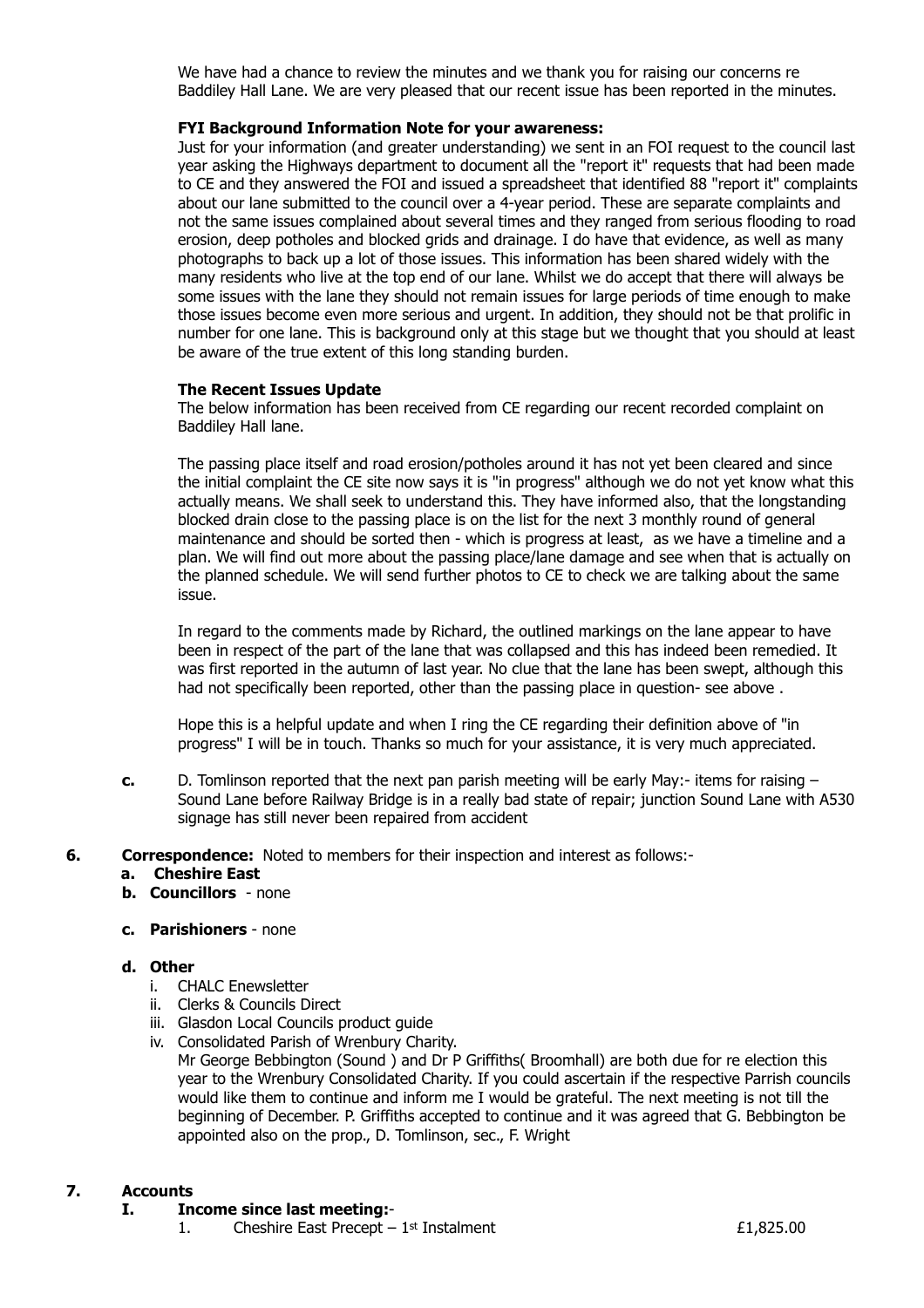We have had a chance to review the minutes and we thank you for raising our concerns re Baddiley Hall Lane. We are very pleased that our recent issue has been reported in the minutes.

**FYI Background Information Note for your awareness:**

Just for your information (and greater understanding) we sent in an FOI request to the council last year asking the Highways department to document all the "report it" requests that had been made to CE and they answered the FOI and issued a spreadsheet that identified 88 "report it" complaints about our lane submitted to the council over a 4-year period. These are separate complaints and not the same issues complained about several times and they ranged from serious flooding to road erosion, deep potholes and blocked grids and drainage. I do have that evidence, as well as many photographs to back up a lot of those issues. This information has been shared widely with the many residents who live at the top end of our lane. Whilst we do accept that there will always be some issues with the lane they should not remain issues for large periods of time enough to make those issues become even more serious and urgent. In addition, they should not be that prolific in number for one lane. This is background only at this stage but we thought that you should at least be aware of the true extent of this long standing burden.

**The Recent Issues Update**

The below information has been received from CE regarding our recent recorded complaint on Baddiley Hall lane.

The passing place itself and road erosion/potholes around it has not yet been cleared and since the initial complaint the CE site now says it is "in progress" although we do not yet know what this actually means. We shall seek to understand this. They have informed also, that the longstanding blocked drain close to the passing place is on the list for the next 3 monthly round of general maintenance and should be sorted then - which is progress at least, as we have a timeline and a plan. We will find out more about the passing place/lane damage and see when that is actually on the planned schedule. We will send further photos to CE to check we are talking about the same issue.

In regard to the comments made by Richard, the outlined markings on the lane appear to have been in respect of the part of the lane that was collapsed and this has indeed been remedied. It was first reported in the autumn of last year. No clue that the lane has been swept, although this had not specifically been reported, other than the passing place in question- see above .

Hope this is a helpful update and when I ring the CE regarding their definition above of "in progress" I will be in touch. Thanks so much for your assistance, it is very much appreciated.

**c.** D. Tomlinson reported that the next pan parish meeting will be early May:- items for raising – Sound Lane before Railway Bridge is in a really bad state of repair; junction Sound Lane with A530 signage has still never been repaired from accident

**6. Correspondence:** Noted to members for their inspection and interest as follows:-

**a. Cheshire East**

**b. Councillors** - none

**c. Parishioners** - none

**d. Other**

i. CHALC Enewsletter
ii. Clerks & Councils Direct
iii. Glasdon Local Councils product guide
iv. Consolidated Parish of Wrenbury Charity.
Mr George Bebbington (Sound ) and Dr P Griffiths( Broomhall) are both due for re election this year to the Wrenbury Consolidated Charity. If you could ascertain if the respective Parrish councils would like them to continue and inform me I would be grateful. The next meeting is not till the beginning of December. P. Griffiths accepted to continue and it was agreed that G. Bebbington be appointed also on the prop., D. Tomlinson, sec., F. Wright

**7. Accounts**

**I. Income since last meeting:**-

1. Cheshire East Precept – 1st Instalment £1,825.00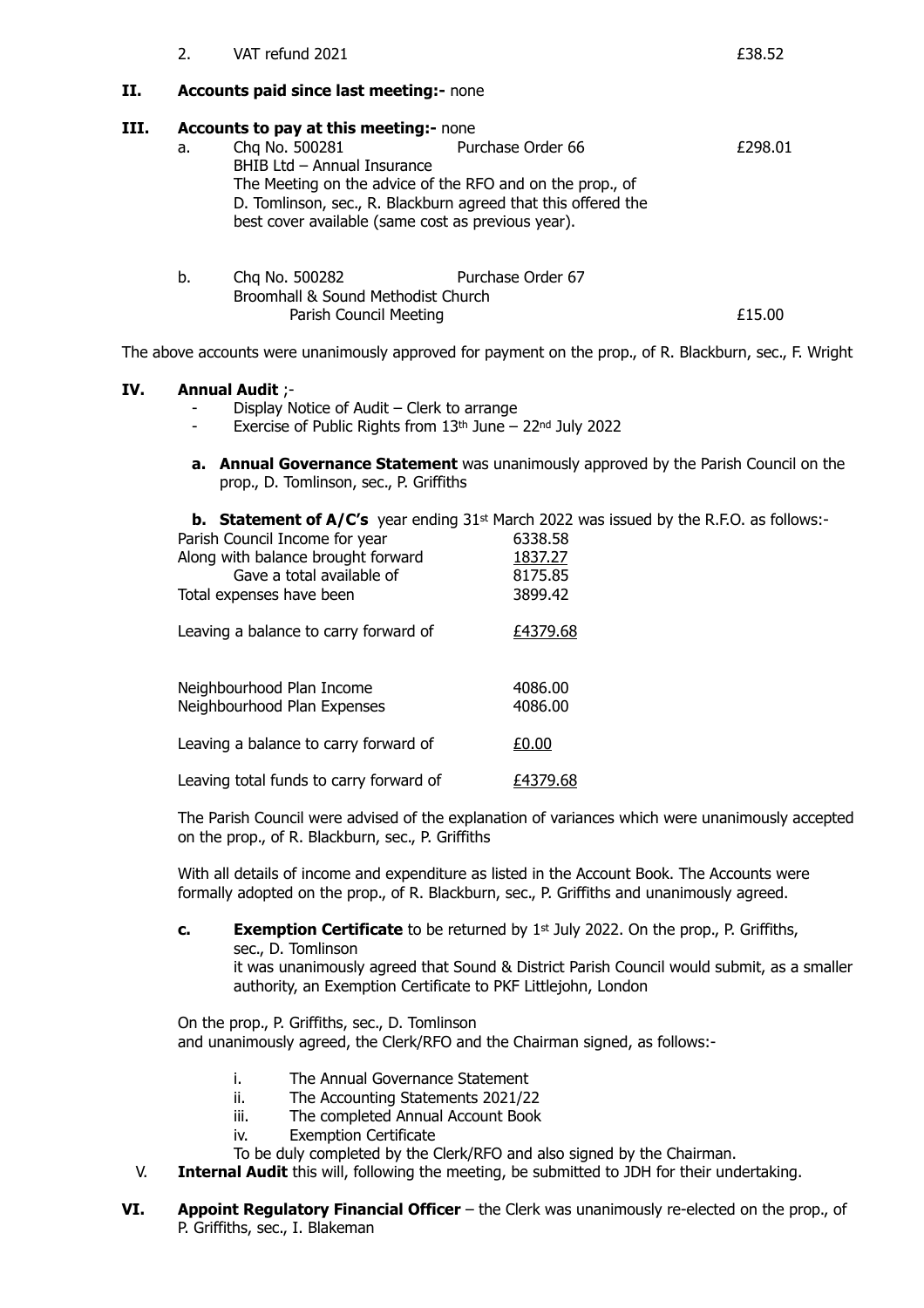2. VAT refund 2021 £38.52

**II. Accounts paid since last meeting:-** none

**III. Accounts to pay at this meeting:-** none

a. Chq No. 500281 Purchase Order 66 £298.01
BHIB Ltd – Annual Insurance
The Meeting on the advice of the RFO and on the prop., of D. Tomlinson, sec., R. Blackburn agreed that this offered the best cover available (same cost as previous year).

b. Chq No. 500282 Purchase Order 67
Broomhall & Sound Methodist Church
Parish Council Meeting £15.00

The above accounts were unanimously approved for payment on the prop., of R. Blackburn, sec., F. Wright

**IV. Annual Audit** ;-

- Display Notice of Audit – Clerk to arrange
- Exercise of Public Rights from 13th June – 22nd July 2022

**a. Annual Governance Statement** was unanimously approved by the Parish Council on the prop., D. Tomlinson, sec., P. Griffiths

**b. Statement of A/C's** year ending 31st March 2022 was issued by the R.F.O. as follows:-

| | |
|---|---|
| Parish Council Income for year | 6338.58 |
| Along with balance brought forward | 1837.27 |
| Gave a total available of | 8175.85 |
| Total expenses have been | 3899.42 |
| Leaving a balance to carry forward of | £4379.68 |
| Neighbourhood Plan Income | 4086.00 |
| Neighbourhood Plan Expenses | 4086.00 |
| Leaving a balance to carry forward of | £0.00 |
| Leaving total funds to carry forward of | £4379.68 |

The Parish Council were advised of the explanation of variances which were unanimously accepted on the prop., of R. Blackburn, sec., P. Griffiths

With all details of income and expenditure as listed in the Account Book. The Accounts were formally adopted on the prop., of R. Blackburn, sec., P. Griffiths and unanimously agreed.

**c. Exemption Certificate** to be returned by 1st July 2022. On the prop., P. Griffiths, sec., D. Tomlinson
it was unanimously agreed that Sound & District Parish Council would submit, as a smaller authority, an Exemption Certificate to PKF Littlejohn, London

On the prop., P. Griffiths, sec., D. Tomlinson
and unanimously agreed, the Clerk/RFO and the Chairman signed, as follows:-

i. The Annual Governance Statement
ii. The Accounting Statements 2021/22
iii. The completed Annual Account Book
iv. Exemption Certificate

To be duly completed by the Clerk/RFO and also signed by the Chairman.

V. **Internal Audit** this will, following the meeting, be submitted to JDH for their undertaking.

**VI. Appoint Regulatory Financial Officer** – the Clerk was unanimously re-elected on the prop., of P. Griffiths, sec., I. Blakeman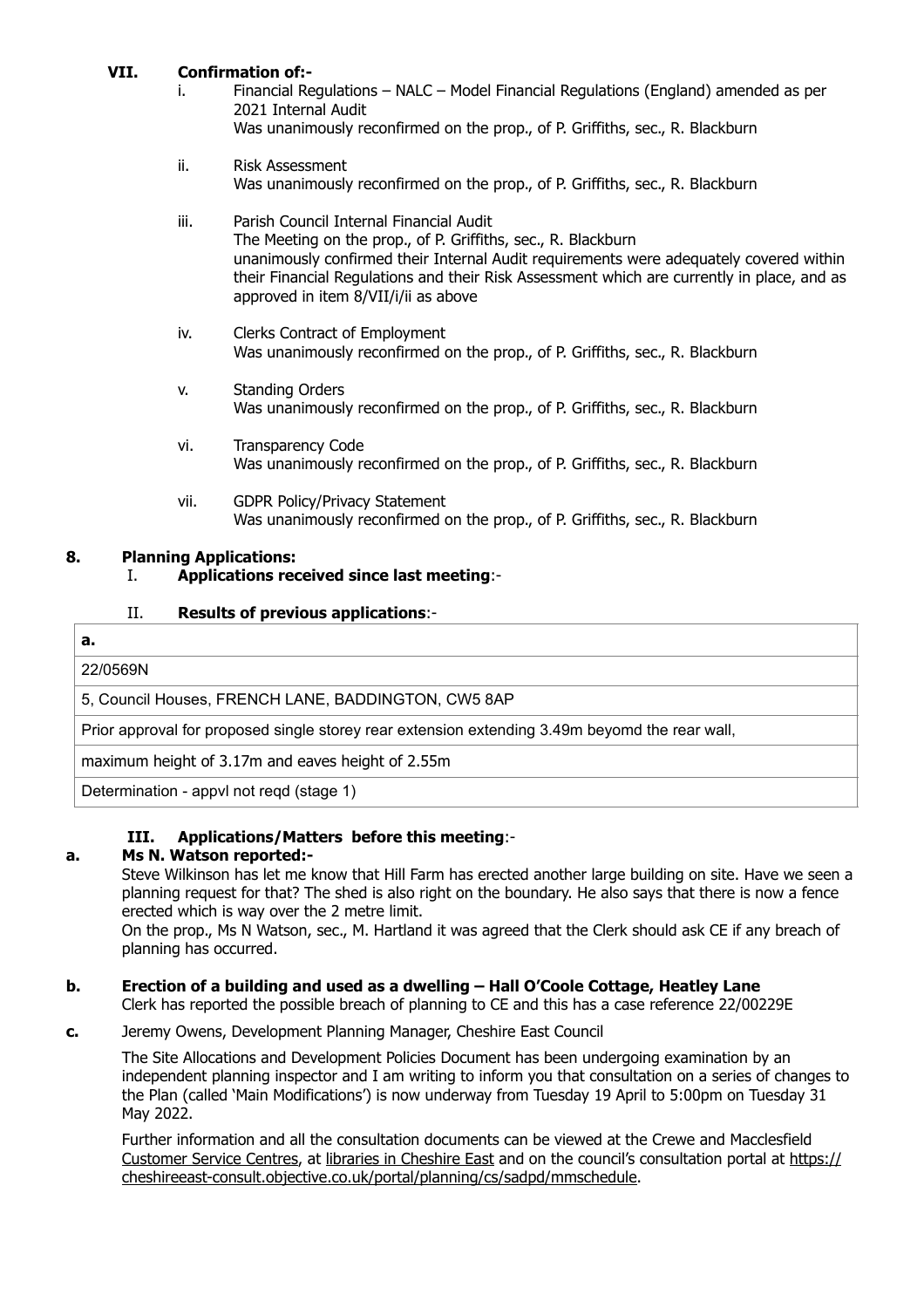**VII. Confirmation of:-**

i. Financial Regulations – NALC – Model Financial Regulations (England) amended as per 2021 Internal Audit
Was unanimously reconfirmed on the prop., of P. Griffiths, sec., R. Blackburn

ii. Risk Assessment
Was unanimously reconfirmed on the prop., of P. Griffiths, sec., R. Blackburn

iii. Parish Council Internal Financial Audit
The Meeting on the prop., of P. Griffiths, sec., R. Blackburn unanimously confirmed their Internal Audit requirements were adequately covered within their Financial Regulations and their Risk Assessment which are currently in place, and as approved in item 8/VII/i/ii as above

iv. Clerks Contract of Employment
Was unanimously reconfirmed on the prop., of P. Griffiths, sec., R. Blackburn

v. Standing Orders
Was unanimously reconfirmed on the prop., of P. Griffiths, sec., R. Blackburn

vi. Transparency Code
Was unanimously reconfirmed on the prop., of P. Griffiths, sec., R. Blackburn

vii. GDPR Policy/Privacy Statement
Was unanimously reconfirmed on the prop., of P. Griffiths, sec., R. Blackburn

## 8. Planning Applications:

I. **Applications received since last meeting**:-

II. **Results of previous applications**:-

| a. |
|---|
| 22/0569N |
| 5, Council Houses, FRENCH LANE, BADDINGTON, CW5 8AP |
| Prior approval for proposed single storey rear extension extending 3.49m beyomd the rear wall, |
| maximum height of 3.17m and eaves height of 2.55m |
| Determination - appvl not reqd (stage 1) |

III. **Applications/Matters before this meeting**:-

**a. Ms N. Watson reported:-**

Steve Wilkinson has let me know that Hill Farm has erected another large building on site. Have we seen a planning request for that? The shed is also right on the boundary. He also says that there is now a fence erected which is way over the 2 metre limit.

On the prop., Ms N Watson, sec., M. Hartland it was agreed that the Clerk should ask CE if any breach of planning has occurred.

**b. Erection of a building and used as a dwelling – Hall O'Coole Cottage, Heatley Lane**

Clerk has reported the possible breach of planning to CE and this has a case reference 22/00229E

**c.** Jeremy Owens, Development Planning Manager, Cheshire East Council

The Site Allocations and Development Policies Document has been undergoing examination by an independent planning inspector and I am writing to inform you that consultation on a series of changes to the Plan (called 'Main Modifications') is now underway from Tuesday 19 April to 5:00pm on Tuesday 31 May 2022.

Further information and all the consultation documents can be viewed at the Crewe and Macclesfield Customer Service Centres, at libraries in Cheshire East and on the council's consultation portal at https://cheshireeast-consult.objective.co.uk/portal/planning/cs/sadpd/mmschedule.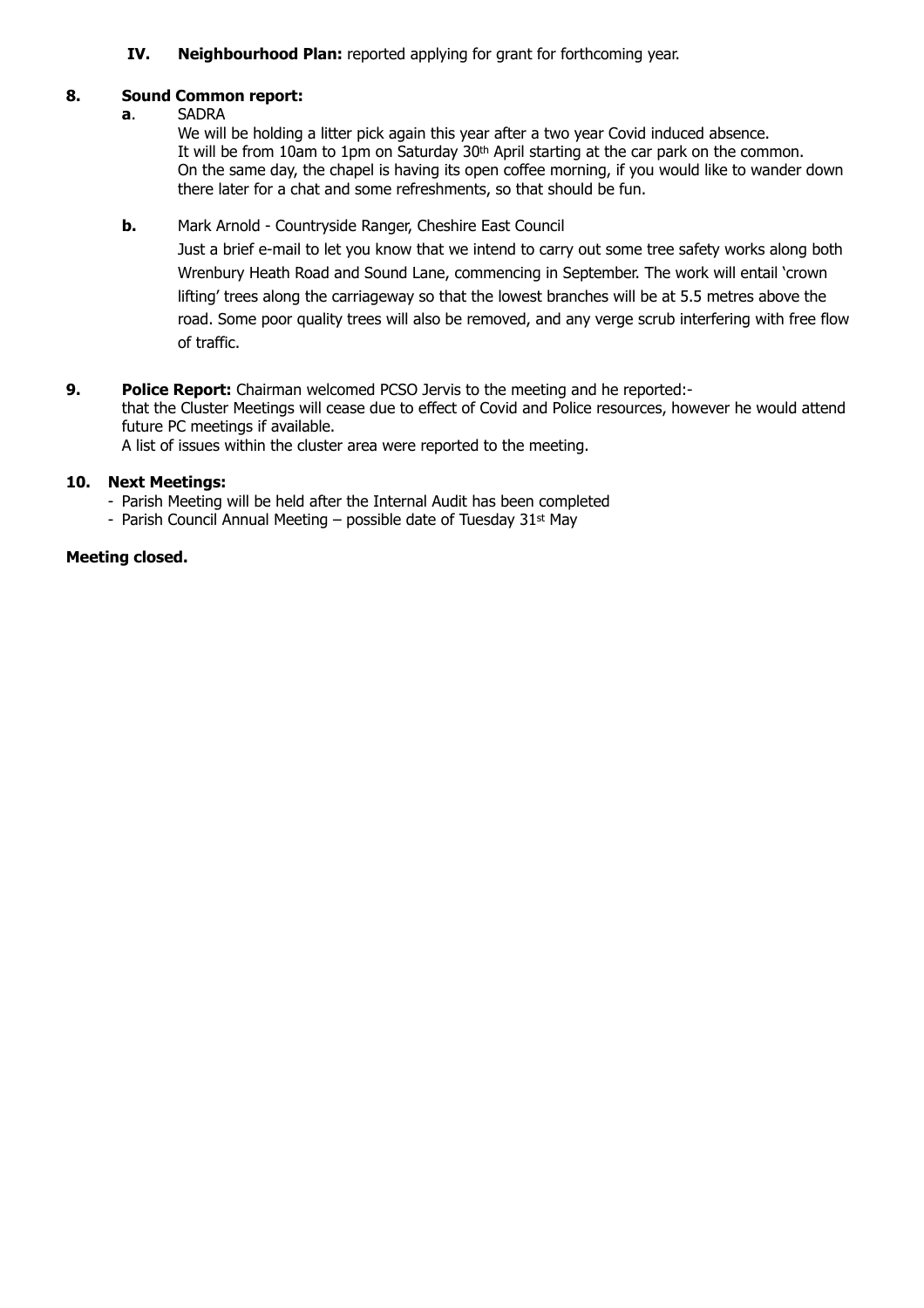**IV. Neighbourhood Plan:** reported applying for grant for forthcoming year.

**8. Sound Common report:**

**a**. SADRA

We will be holding a litter pick again this year after a two year Covid induced absence.
It will be from 10am to 1pm on Saturday 30th April starting at the car park on the common.
On the same day, the chapel is having its open coffee morning, if you would like to wander down there later for a chat and some refreshments, so that should be fun.

**b.** Mark Arnold - Countryside Ranger, Cheshire East Council

Just a brief e-mail to let you know that we intend to carry out some tree safety works along both Wrenbury Heath Road and Sound Lane, commencing in September. The work will entail 'crown lifting' trees along the carriageway so that the lowest branches will be at 5.5 metres above the road. Some poor quality trees will also be removed, and any verge scrub interfering with free flow of traffic.

**9. Police Report:** Chairman welcomed PCSO Jervis to the meeting and he reported:-
that the Cluster Meetings will cease due to effect of Covid and Police resources, however he would attend future PC meetings if available.
A list of issues within the cluster area were reported to the meeting.

**10. Next Meetings:**

- Parish Meeting will be held after the Internal Audit has been completed
- Parish Council Annual Meeting – possible date of Tuesday 31st May

**Meeting closed.**